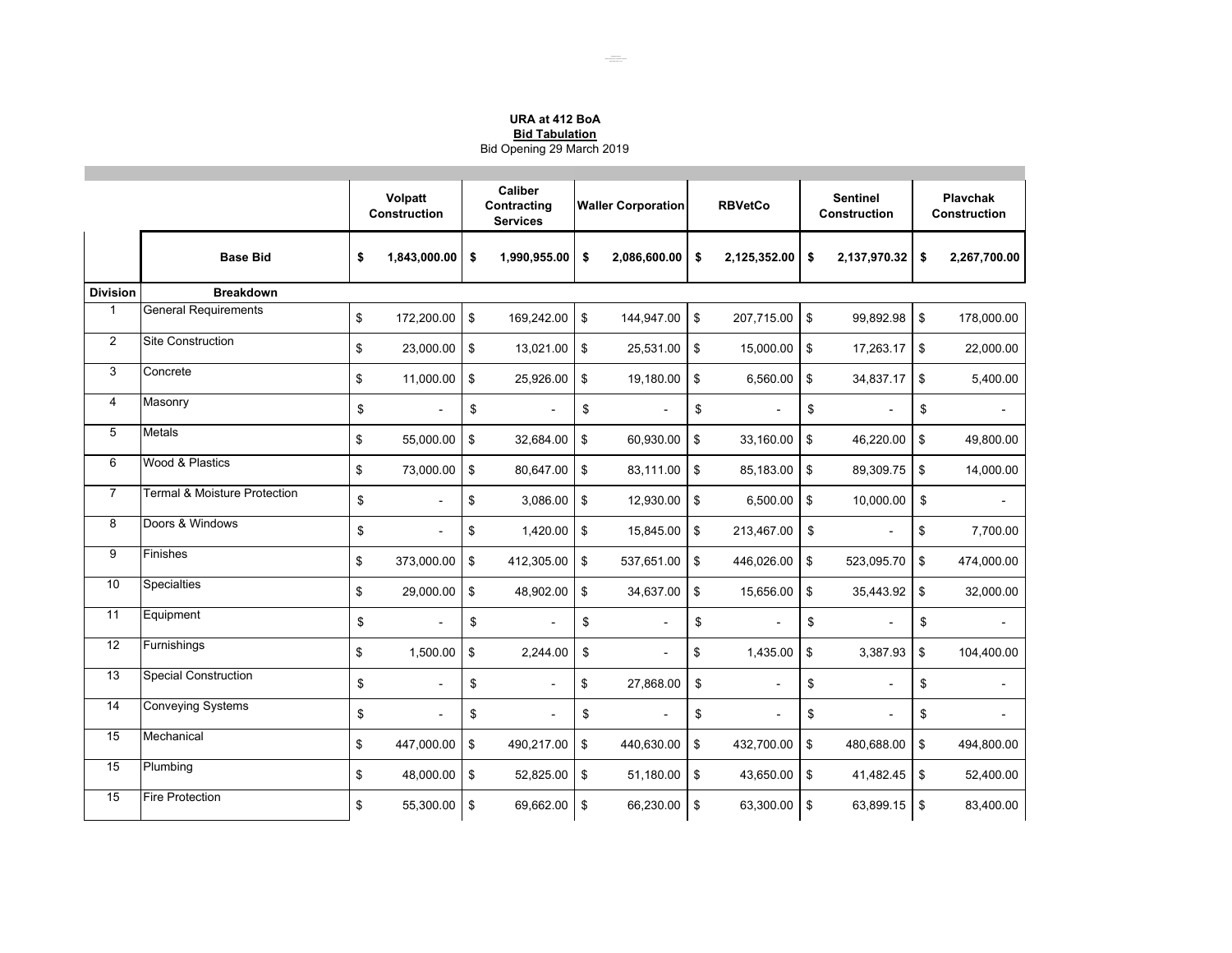**URA at 412 BoA**
**Bid Tabulation**
Bid Opening 29 March 2019

| | | Volpatt Construction | Caliber Contracting Services | Waller Corporation | RBVetCo | Sentinel Construction | Plavchak Construction |
|---|---|---|---|---|---|---|---|
| | **Base Bid** | **$ 1,843,000.00** | **$ 1,990,955.00** | **$ 2,086,600.00** | **$ 2,125,352.00** | **$ 2,137,970.32** | **$ 2,267,700.00** |
| **Division** | **Breakdown** | | | | | | |
| 1 | General Requirements | $ 172,200.00 | $ 169,242.00 | $ 144,947.00 | $ 207,715.00 | $ 99,892.98 | $ 178,000.00 |
| 2 | Site Construction | $ 23,000.00 | $ 13,021.00 | $ 25,531.00 | $ 15,000.00 | $ 17,263.17 | $ 22,000.00 |
| 3 | Concrete | $ 11,000.00 | $ 25,926.00 | $ 19,180.00 | $ 6,560.00 | $ 34,837.17 | $ 5,400.00 |
| 4 | Masonry | $ - | $ - | $ - | $ - | $ - | $ - |
| 5 | Metals | $ 55,000.00 | $ 32,684.00 | $ 60,930.00 | $ 33,160.00 | $ 46,220.00 | $ 49,800.00 |
| 6 | Wood & Plastics | $ 73,000.00 | $ 80,647.00 | $ 83,111.00 | $ 85,183.00 | $ 89,309.75 | $ 14,000.00 |
| 7 | Termal & Moisture Protection | $ - | $ 3,086.00 | $ 12,930.00 | $ 6,500.00 | $ 10,000.00 | $ - |
| 8 | Doors & Windows | $ - | $ 1,420.00 | $ 15,845.00 | $ 213,467.00 | $ - | $ 7,700.00 |
| 9 | Finishes | $ 373,000.00 | $ 412,305.00 | $ 537,651.00 | $ 446,026.00 | $ 523,095.70 | $ 474,000.00 |
| 10 | Specialties | $ 29,000.00 | $ 48,902.00 | $ 34,637.00 | $ 15,656.00 | $ 35,443.92 | $ 32,000.00 |
| 11 | Equipment | $ - | $ - | $ - | $ - | $ - | $ - |
| 12 | Furnishings | $ 1,500.00 | $ 2,244.00 | $ - | $ 1,435.00 | $ 3,387.93 | $ 104,400.00 |
| 13 | Special Construction | $ - | $ - | $ 27,868.00 | $ - | $ - | $ - |
| 14 | Conveying Systems | $ - | $ - | $ - | $ - | $ - | $ - |
| 15 | Mechanical | $ 447,000.00 | $ 490,217.00 | $ 440,630.00 | $ 432,700.00 | $ 480,688.00 | $ 494,800.00 |
| 15 | Plumbing | $ 48,000.00 | $ 52,825.00 | $ 51,180.00 | $ 43,650.00 | $ 41,482.45 | $ 52,400.00 |
| 15 | Fire Protection | $ 55,300.00 | $ 69,662.00 | $ 66,230.00 | $ 63,300.00 | $ 63,899.15 | $ 83,400.00 |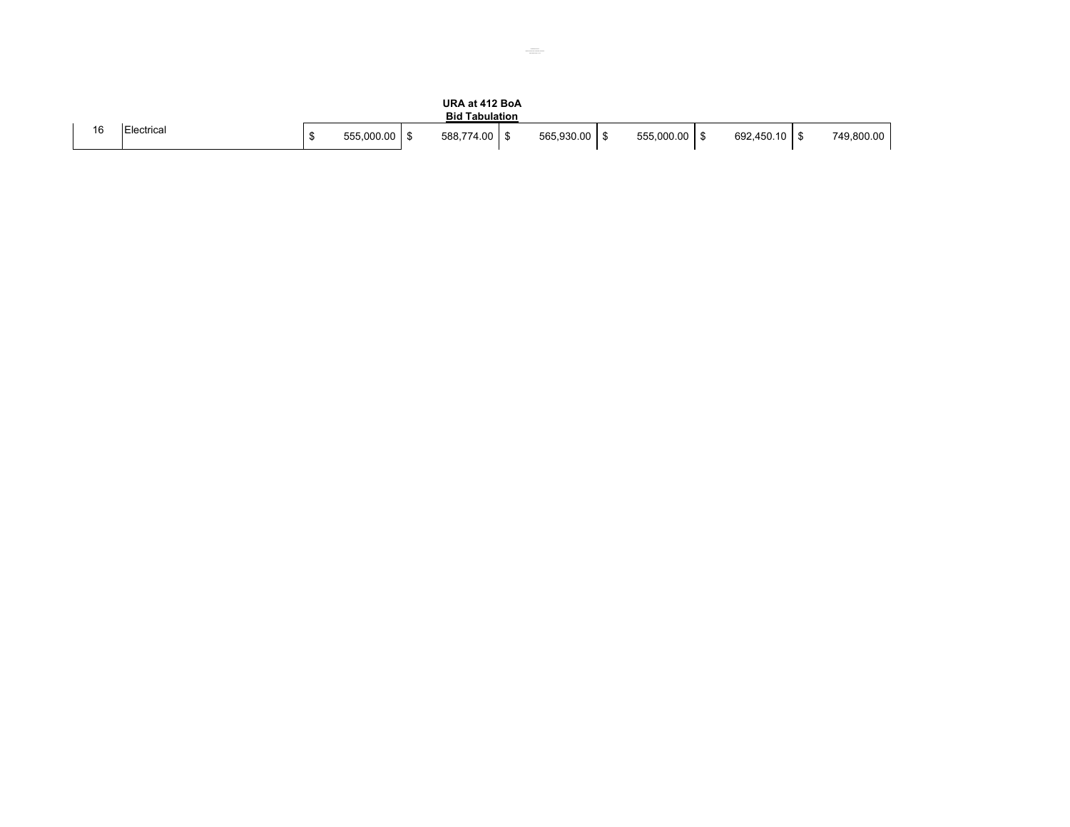**URA at 412 BoA**
**Bid Tabulation**

| | | | | | | | |
|---|---|---|---|---|---|---|---|
| 16 | Electrical | $ 555,000.00 | $ 588,774.00 | $ 565,930.00 | $ 555,000.00 | $ 692,450.10 | $ 749,800.00 |